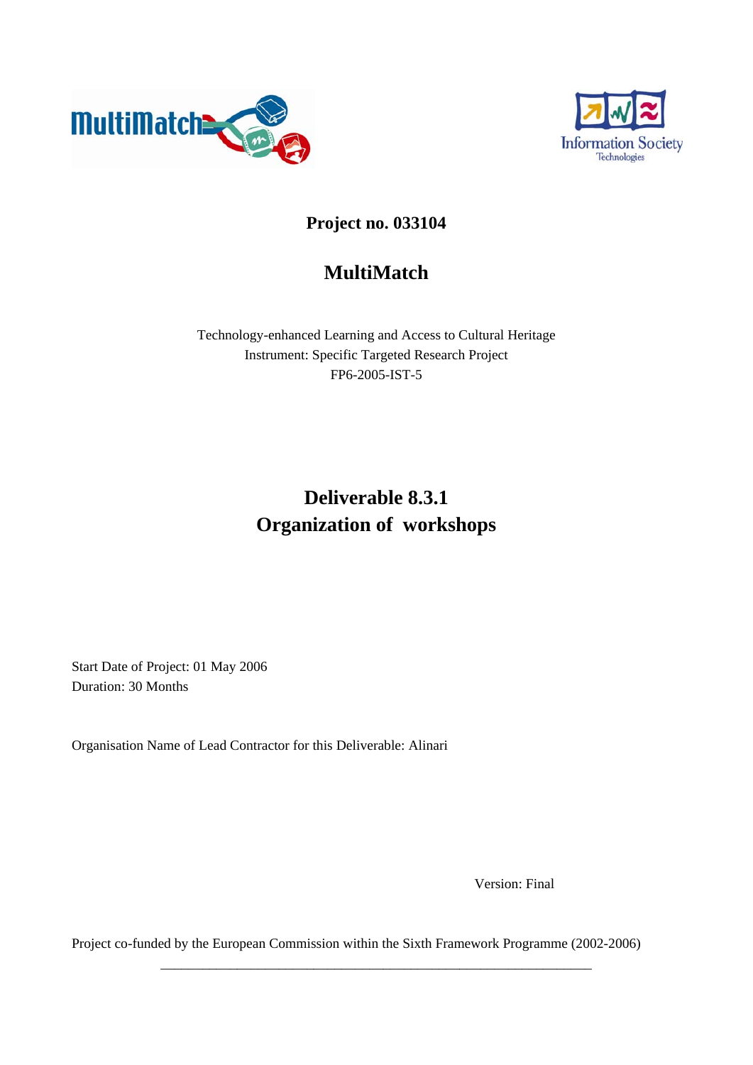**Project no. 033104**

# MultiMatch

Technology-enhanced Learning and Access to Cultural Heritage
Instrument: Specific Targeted Research Project
FP6-2005-IST-5

## Deliverable 8.3.1
## Organization of workshops

Start Date of Project: 01 May 2006
Duration: 30 Months

Organisation Name of Lead Contractor for this Deliverable: Alinari

Version: Final

Project co-funded by the European Commission within the Sixth Framework Programme (2002-2006)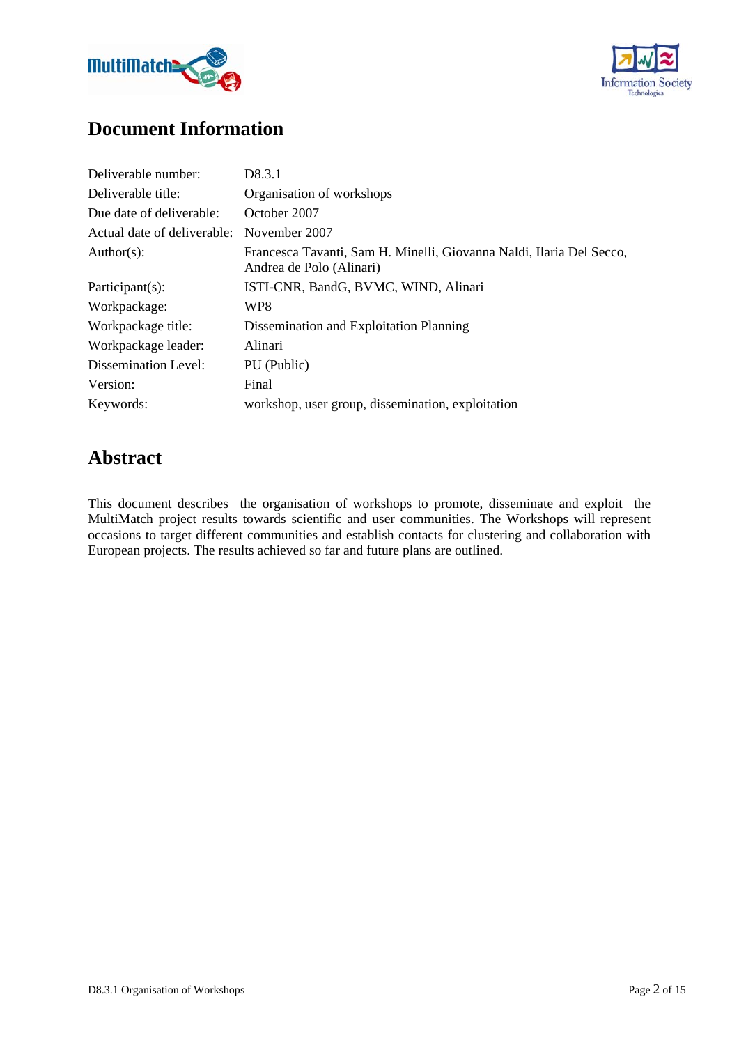# Document Information

| | |
|---|---|
| Deliverable number: | D8.3.1 |
| Deliverable title: | Organisation of workshops |
| Due date of deliverable: | October 2007 |
| Actual date of deliverable: | November 2007 |
| Author(s): | Francesca Tavanti, Sam H. Minelli, Giovanna Naldi, Ilaria Del Secco, Andrea de Polo (Alinari) |
| Participant(s): | ISTI-CNR, BandG, BVMC, WIND, Alinari |
| Workpackage: | WP8 |
| Workpackage title: | Dissemination and Exploitation Planning |
| Workpackage leader: | Alinari |
| Dissemination Level: | PU (Public) |
| Version: | Final |
| Keywords: | workshop, user group, dissemination, exploitation |

# Abstract

This document describes the organisation of workshops to promote, disseminate and exploit the MultiMatch project results towards scientific and user communities. The Workshops will represent occasions to target different communities and establish contacts for clustering and collaboration with European projects. The results achieved so far and future plans are outlined.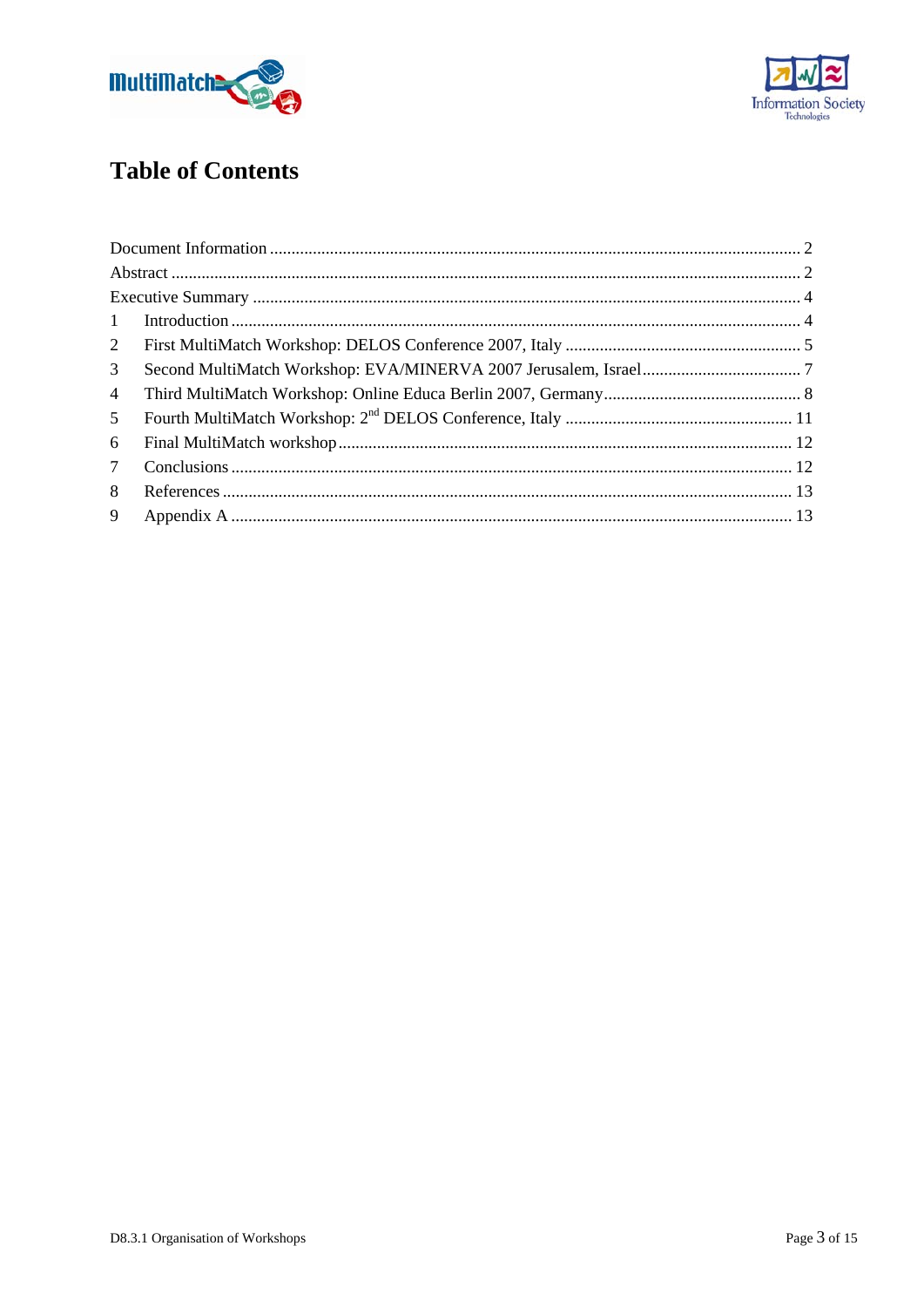# Table of Contents

Document Information ........................................................................................................................ 2
Abstract ................................................................................................................................................ 2
Executive Summary ............................................................................................................................. 4
1 Introduction ...................................................................................................................................... 4
2 First MultiMatch Workshop: DELOS Conference 2007, Italy ....................................................... 5
3 Second MultiMatch Workshop: EVA/MINERVA 2007 Jerusalem, Israel ..................................... 7
4 Third MultiMatch Workshop: Online Educa Berlin 2007, Germany ............................................. 8
5 Fourth MultiMatch Workshop: 2nd DELOS Conference, Italy ..................................................... 11
6 Final MultiMatch workshop ........................................................................................................... 12
7 Conclusions ..................................................................................................................................... 12
8 References ....................................................................................................................................... 13
9 Appendix A ..................................................................................................................................... 13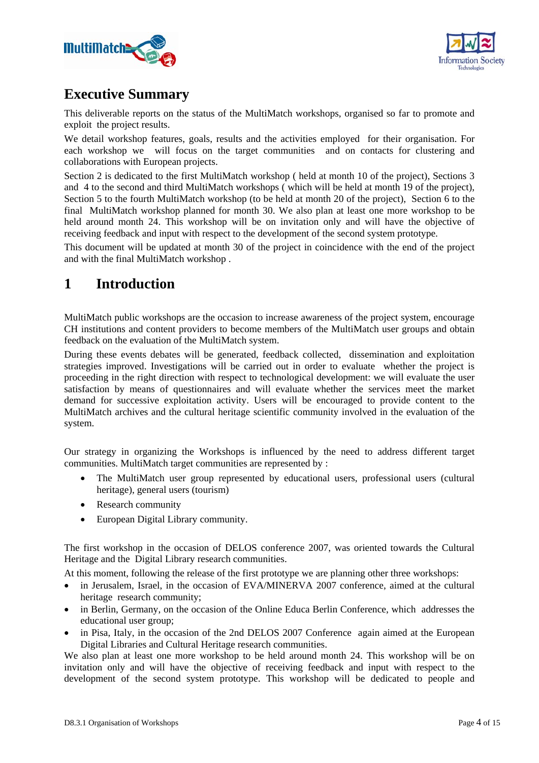# Executive Summary

This deliverable reports on the status of the MultiMatch workshops, organised so far to promote and exploit the project results.

We detail workshop features, goals, results and the activities employed for their organisation. For each workshop we will focus on the target communities and on contacts for clustering and collaborations with European projects.

Section 2 is dedicated to the first MultiMatch workshop ( held at month 10 of the project), Sections 3 and 4 to the second and third MultiMatch workshops ( which will be held at month 19 of the project), Section 5 to the fourth MultiMatch workshop (to be held at month 20 of the project), Section 6 to the final MultiMatch workshop planned for month 30. We also plan at least one more workshop to be held around month 24. This workshop will be on invitation only and will have the objective of receiving feedback and input with respect to the development of the second system prototype.

This document will be updated at month 30 of the project in coincidence with the end of the project and with the final MultiMatch workshop .

# 1 Introduction

MultiMatch public workshops are the occasion to increase awareness of the project system, encourage CH institutions and content providers to become members of the MultiMatch user groups and obtain feedback on the evaluation of the MultiMatch system.

During these events debates will be generated, feedback collected, dissemination and exploitation strategies improved. Investigations will be carried out in order to evaluate whether the project is proceeding in the right direction with respect to technological development: we will evaluate the user satisfaction by means of questionnaires and will evaluate whether the services meet the market demand for successive exploitation activity. Users will be encouraged to provide content to the MultiMatch archives and the cultural heritage scientific community involved in the evaluation of the system.

Our strategy in organizing the Workshops is influenced by the need to address different target communities. MultiMatch target communities are represented by :

- The MultiMatch user group represented by educational users, professional users (cultural heritage), general users (tourism)
- Research community
- European Digital Library community.

The first workshop in the occasion of DELOS conference 2007, was oriented towards the Cultural Heritage and the Digital Library research communities.

At this moment, following the release of the first prototype we are planning other three workshops:

- in Jerusalem, Israel, in the occasion of EVA/MINERVA 2007 conference, aimed at the cultural heritage research community;
- in Berlin, Germany, on the occasion of the Online Educa Berlin Conference, which addresses the educational user group;
- in Pisa, Italy, in the occasion of the 2nd DELOS 2007 Conference again aimed at the European Digital Libraries and Cultural Heritage research communities.

We also plan at least one more workshop to be held around month 24. This workshop will be on invitation only and will have the objective of receiving feedback and input with respect to the development of the second system prototype. This workshop will be dedicated to people and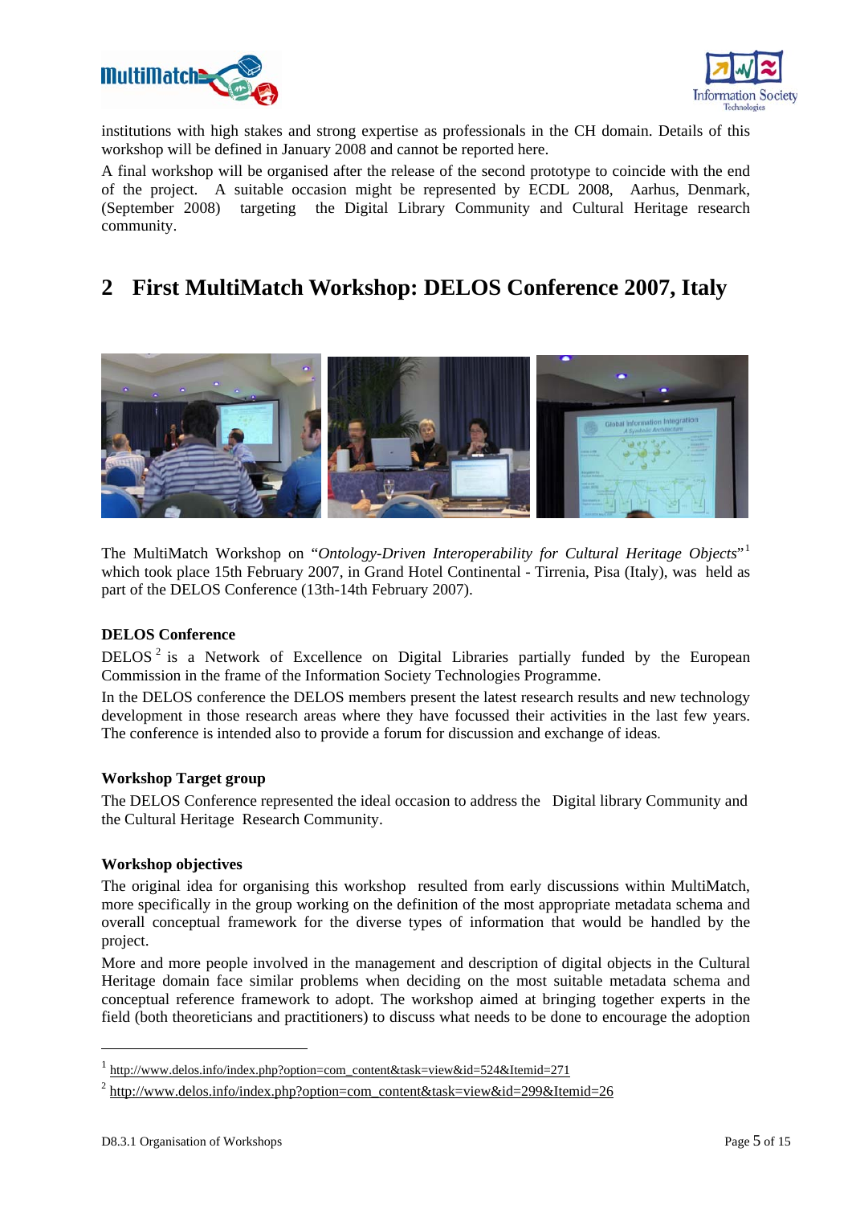institutions with high stakes and strong expertise as professionals in the CH domain. Details of this workshop will be defined in January 2008 and cannot be reported here.

A final workshop will be organised after the release of the second prototype to coincide with the end of the project. A suitable occasion might be represented by ECDL 2008, Aarhus, Denmark, (September 2008) targeting the Digital Library Community and Cultural Heritage research community.

# 2 First MultiMatch Workshop: DELOS Conference 2007, Italy

The MultiMatch Workshop on "*Ontology-Driven Interoperability for Cultural Heritage Objects*"[1] which took place 15th February 2007, in Grand Hotel Continental - Tirrenia, Pisa (Italy), was held as part of the DELOS Conference (13th-14th February 2007).

**DELOS Conference**

DELOS[2] is a Network of Excellence on Digital Libraries partially funded by the European Commission in the frame of the Information Society Technologies Programme.

In the DELOS conference the DELOS members present the latest research results and new technology development in those research areas where they have focussed their activities in the last few years. The conference is intended also to provide a forum for discussion and exchange of ideas.

**Workshop Target group**

The DELOS Conference represented the ideal occasion to address the Digital library Community and the Cultural Heritage Research Community.

**Workshop objectives**

The original idea for organising this workshop resulted from early discussions within MultiMatch, more specifically in the group working on the definition of the most appropriate metadata schema and overall conceptual framework for the diverse types of information that would be handled by the project.

More and more people involved in the management and description of digital objects in the Cultural Heritage domain face similar problems when deciding on the most suitable metadata schema and conceptual reference framework to adopt. The workshop aimed at bringing together experts in the field (both theoreticians and practitioners) to discuss what needs to be done to encourage the adoption

[1] http://www.delos.info/index.php?option=com_content&task=view&id=524&Itemid=271

[2] http://www.delos.info/index.php?option=com_content&task=view&id=299&Itemid=26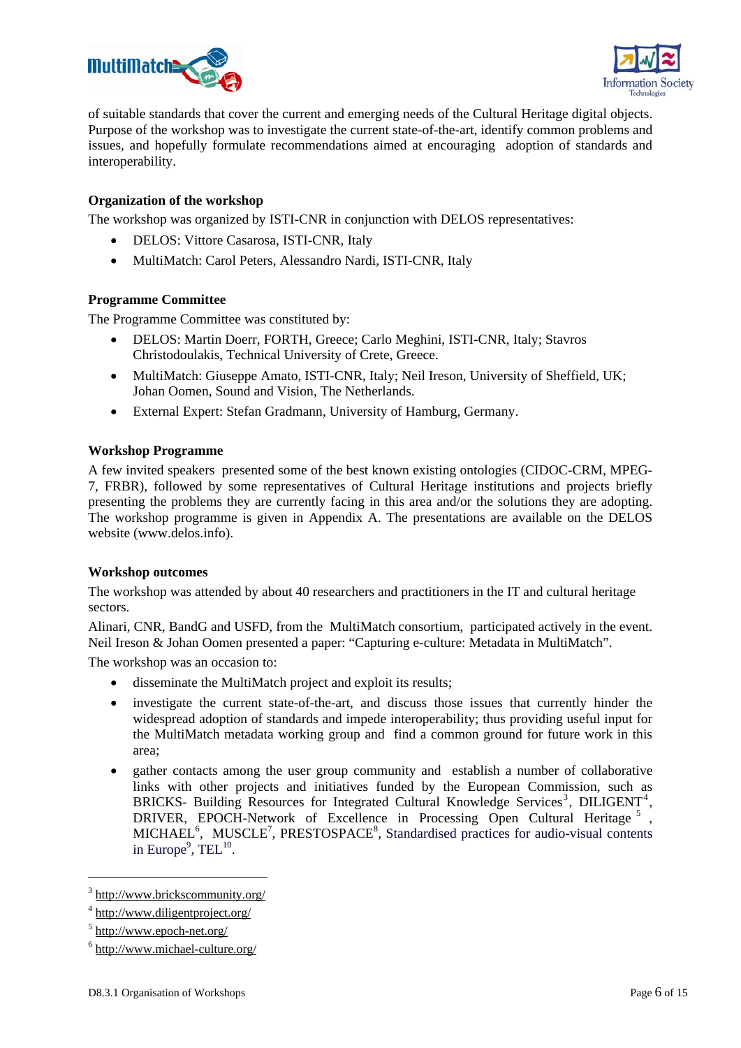of suitable standards that cover the current and emerging needs of the Cultural Heritage digital objects. Purpose of the workshop was to investigate the current state-of-the-art, identify common problems and issues, and hopefully formulate recommendations aimed at encouraging adoption of standards and interoperability.

**Organization of the workshop**

The workshop was organized by ISTI-CNR in conjunction with DELOS representatives:

- DELOS: Vittore Casarosa, ISTI-CNR, Italy
- MultiMatch: Carol Peters, Alessandro Nardi, ISTI-CNR, Italy

**Programme Committee**

The Programme Committee was constituted by:

- DELOS: Martin Doerr, FORTH, Greece; Carlo Meghini, ISTI-CNR, Italy; Stavros Christodoulakis, Technical University of Crete, Greece.
- MultiMatch: Giuseppe Amato, ISTI-CNR, Italy; Neil Ireson, University of Sheffield, UK; Johan Oomen, Sound and Vision, The Netherlands.
- External Expert: Stefan Gradmann, University of Hamburg, Germany.

**Workshop Programme**

A few invited speakers presented some of the best known existing ontologies (CIDOC-CRM, MPEG-7, FRBR), followed by some representatives of Cultural Heritage institutions and projects briefly presenting the problems they are currently facing in this area and/or the solutions they are adopting. The workshop programme is given in Appendix A. The presentations are available on the DELOS website (www.delos.info).

**Workshop outcomes**

The workshop was attended by about 40 researchers and practitioners in the IT and cultural heritage sectors.

Alinari, CNR, BandG and USFD, from the MultiMatch consortium, participated actively in the event. Neil Ireson & Johan Oomen presented a paper: "Capturing e-culture: Metadata in MultiMatch".

The workshop was an occasion to:

- disseminate the MultiMatch project and exploit its results;
- investigate the current state-of-the-art, and discuss those issues that currently hinder the widespread adoption of standards and impede interoperability; thus providing useful input for the MultiMatch metadata working group and find a common ground for future work in this area;
- gather contacts among the user group community and establish a number of collaborative links with other projects and initiatives funded by the European Commission, such as BRICKS- Building Resources for Integrated Cultural Knowledge Services[3], DILIGENT[4], DRIVER, EPOCH-Network of Excellence in Processing Open Cultural Heritage[5], MICHAEL[6], MUSCLE[7], PRESTOSPACE[8], Standardised practices for audio-visual contents in Europe[9], TEL[10].

---

[3] http://www.brickscommunity.org/

[4] http://www.diligentproject.org/

[5] http://www.epoch-net.org/

[6] http://www.michael-culture.org/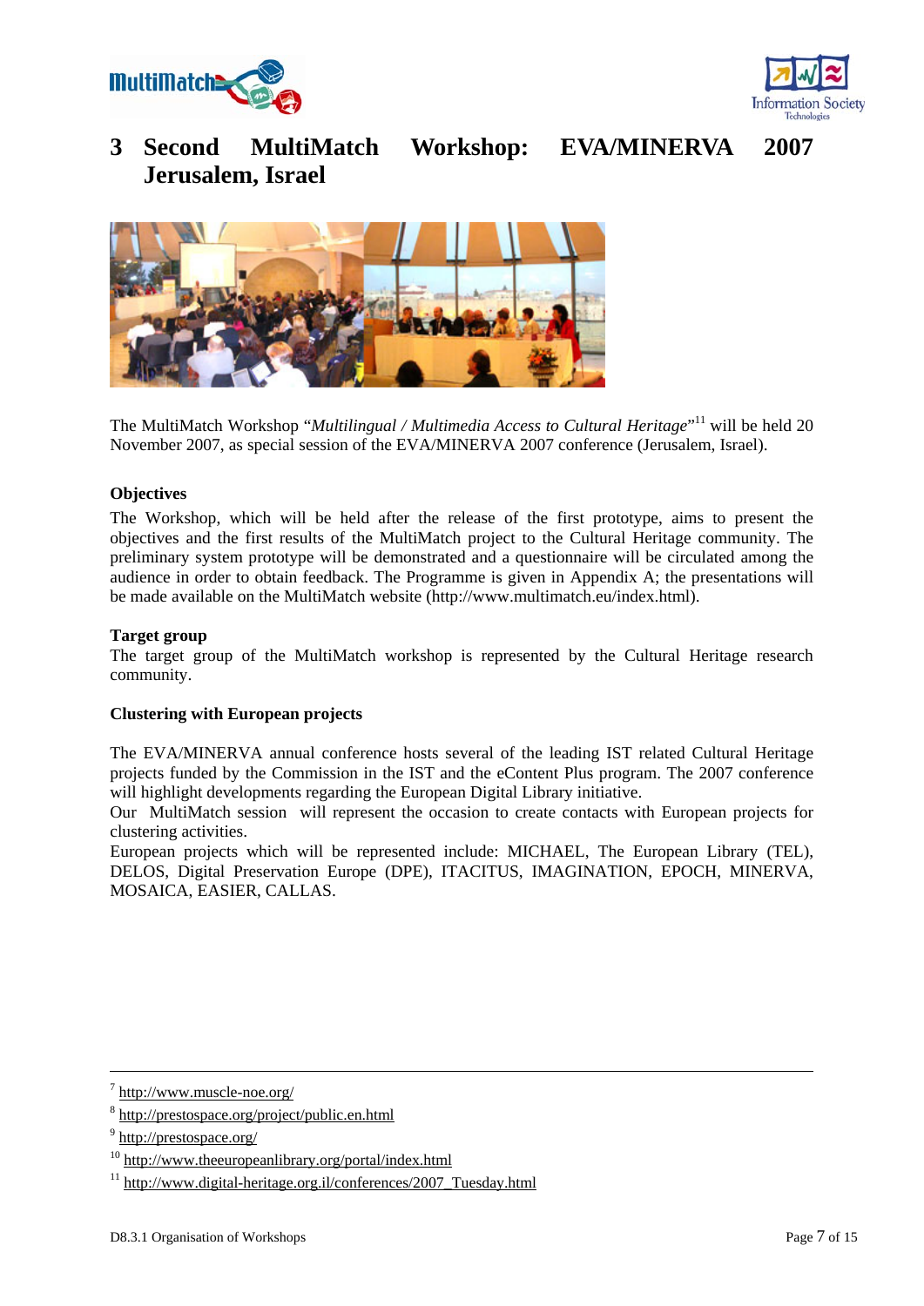# 3 Second MultiMatch Workshop: EVA/MINERVA 2007 Jerusalem, Israel

The MultiMatch Workshop "*Multilingual / Multimedia Access to Cultural Heritage*"[11] will be held 20 November 2007, as special session of the EVA/MINERVA 2007 conference (Jerusalem, Israel).

**Objectives**

The Workshop, which will be held after the release of the first prototype, aims to present the objectives and the first results of the MultiMatch project to the Cultural Heritage community. The preliminary system prototype will be demonstrated and a questionnaire will be circulated among the audience in order to obtain feedback. The Programme is given in Appendix A; the presentations will be made available on the MultiMatch website (http://www.multimatch.eu/index.html).

**Target group**

The target group of the MultiMatch workshop is represented by the Cultural Heritage research community.

**Clustering with European projects**

The EVA/MINERVA annual conference hosts several of the leading IST related Cultural Heritage projects funded by the Commission in the IST and the eContent Plus program. The 2007 conference will highlight developments regarding the European Digital Library initiative.

Our MultiMatch session will represent the occasion to create contacts with European projects for clustering activities.

European projects which will be represented include: MICHAEL, The European Library (TEL), DELOS, Digital Preservation Europe (DPE), ITACITUS, IMAGINATION, EPOCH, MINERVA, MOSAICA, EASIER, CALLAS.

---

[7] http://www.muscle-noe.org/

[8] http://prestospace.org/project/public.en.html

[9] http://prestospace.org/

[10] http://www.theeuropeanlibrary.org/portal/index.html

[11] http://www.digital-heritage.org.il/conferences/2007_Tuesday.html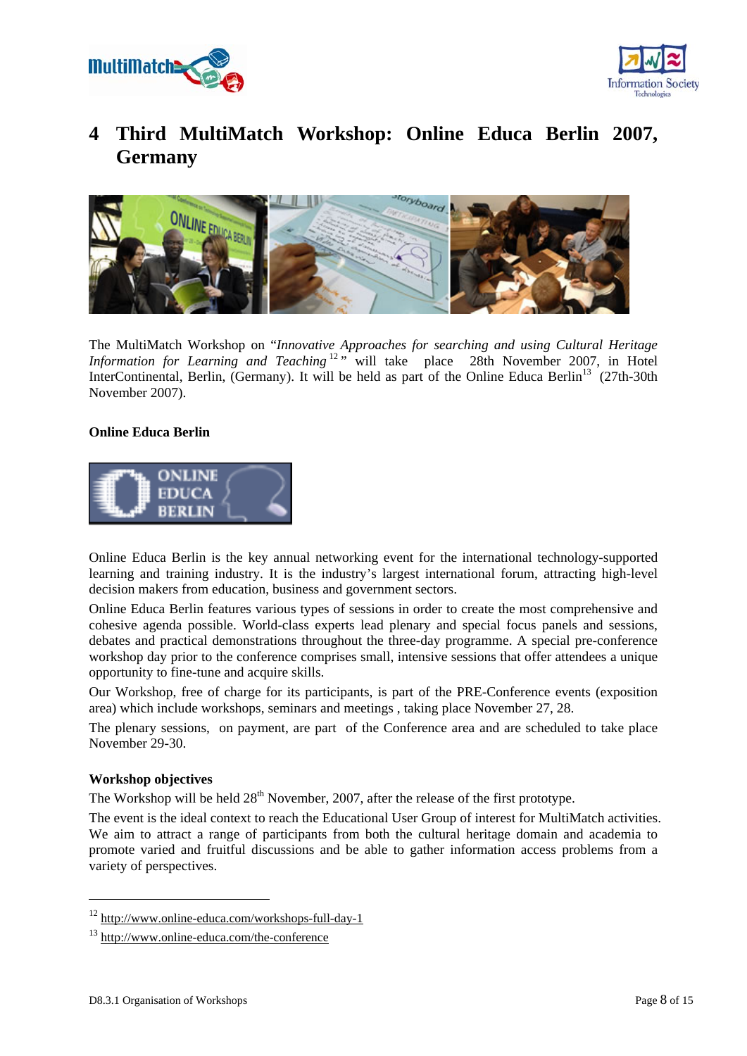# 4 Third MultiMatch Workshop: Online Educa Berlin 2007, Germany

The MultiMatch Workshop on "*Innovative Approaches for searching and using Cultural Heritage Information for Learning and Teaching*[12]" will take place 28th November 2007, in Hotel InterContinental, Berlin, (Germany). It will be held as part of the Online Educa Berlin[13] (27th-30th November 2007).

**Online Educa Berlin**

Online Educa Berlin is the key annual networking event for the international technology-supported learning and training industry. It is the industry's largest international forum, attracting high-level decision makers from education, business and government sectors.

Online Educa Berlin features various types of sessions in order to create the most comprehensive and cohesive agenda possible. World-class experts lead plenary and special focus panels and sessions, debates and practical demonstrations throughout the three-day programme. A special pre-conference workshop day prior to the conference comprises small, intensive sessions that offer attendees a unique opportunity to fine-tune and acquire skills.

Our Workshop, free of charge for its participants, is part of the PRE-Conference events (exposition area) which include workshops, seminars and meetings , taking place November 27, 28.

The plenary sessions, on payment, are part of the Conference area and are scheduled to take place November 29-30.

**Workshop objectives**

The Workshop will be held 28th November, 2007, after the release of the first prototype.

The event is the ideal context to reach the Educational User Group of interest for MultiMatch activities. We aim to attract a range of participants from both the cultural heritage domain and academia to promote varied and fruitful discussions and be able to gather information access problems from a variety of perspectives.

---

[12] http://www.online-educa.com/workshops-full-day-1

[13] http://www.online-educa.com/the-conference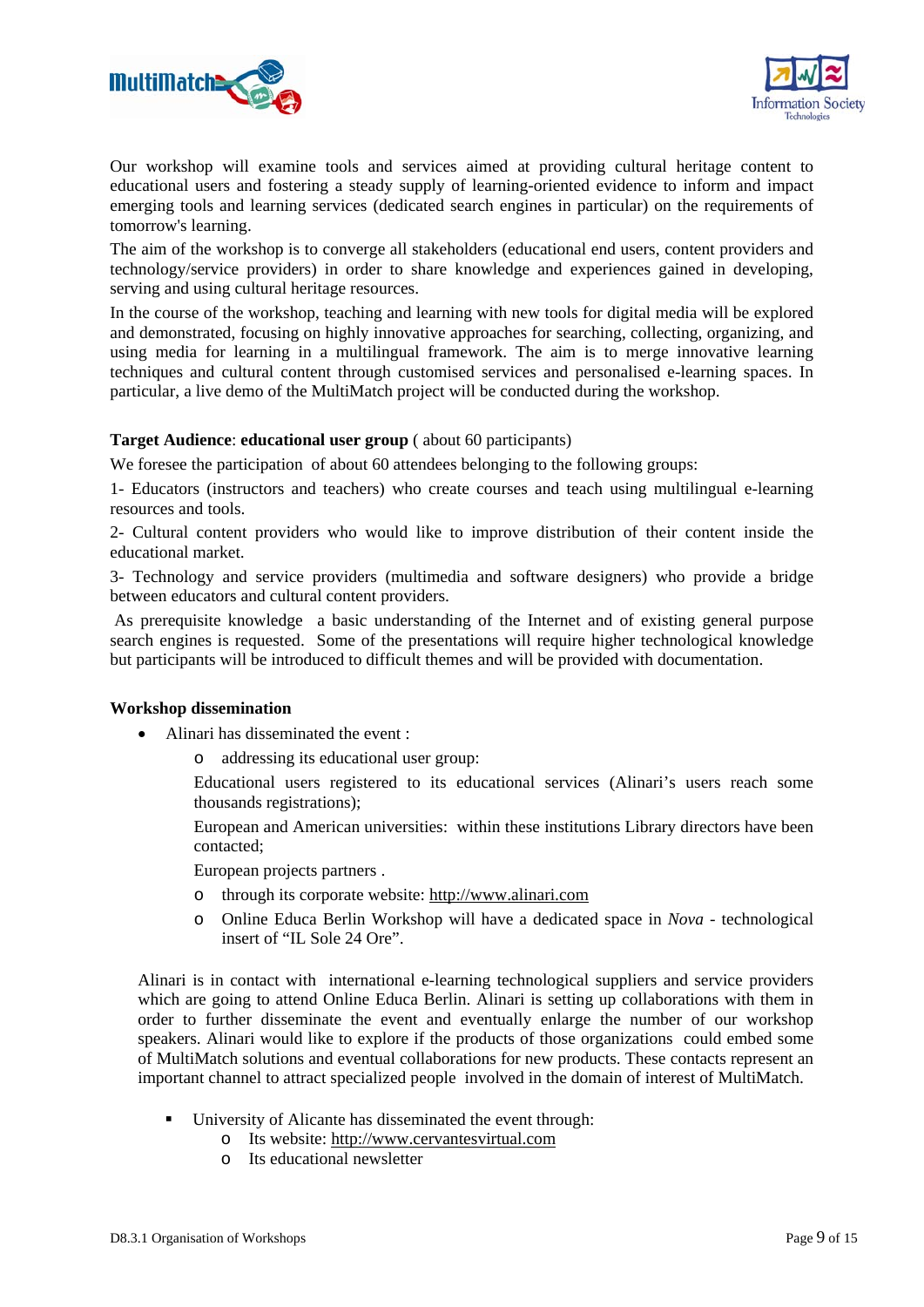Our workshop will examine tools and services aimed at providing cultural heritage content to educational users and fostering a steady supply of learning-oriented evidence to inform and impact emerging tools and learning services (dedicated search engines in particular) on the requirements of tomorrow's learning.

The aim of the workshop is to converge all stakeholders (educational end users, content providers and technology/service providers) in order to share knowledge and experiences gained in developing, serving and using cultural heritage resources.

In the course of the workshop, teaching and learning with new tools for digital media will be explored and demonstrated, focusing on highly innovative approaches for searching, collecting, organizing, and using media for learning in a multilingual framework. The aim is to merge innovative learning techniques and cultural content through customised services and personalised e-learning spaces. In particular, a live demo of the MultiMatch project will be conducted during the workshop.

**Target Audience**: **educational user group** ( about 60 participants)

We foresee the participation of about 60 attendees belonging to the following groups:

1- Educators (instructors and teachers) who create courses and teach using multilingual e-learning resources and tools.

2- Cultural content providers who would like to improve distribution of their content inside the educational market.

3- Technology and service providers (multimedia and software designers) who provide a bridge between educators and cultural content providers.

As prerequisite knowledge a basic understanding of the Internet and of existing general purpose search engines is requested. Some of the presentations will require higher technological knowledge but participants will be introduced to difficult themes and will be provided with documentation.

**Workshop dissemination**

- Alinari has disseminated the event :
  - addressing its educational user group:

    Educational users registered to its educational services (Alinari's users reach some thousands registrations);

    European and American universities: within these institutions Library directors have been contacted;

    European projects partners .
  - through its corporate website: http://www.alinari.com
  - Online Educa Berlin Workshop will have a dedicated space in *Nova* - technological insert of "IL Sole 24 Ore".

Alinari is in contact with international e-learning technological suppliers and service providers which are going to attend Online Educa Berlin. Alinari is setting up collaborations with them in order to further disseminate the event and eventually enlarge the number of our workshop speakers. Alinari would like to explore if the products of those organizations could embed some of MultiMatch solutions and eventual collaborations for new products. These contacts represent an important channel to attract specialized people involved in the domain of interest of MultiMatch.

- University of Alicante has disseminated the event through:
  - Its website: http://www.cervantesvirtual.com
  - Its educational newsletter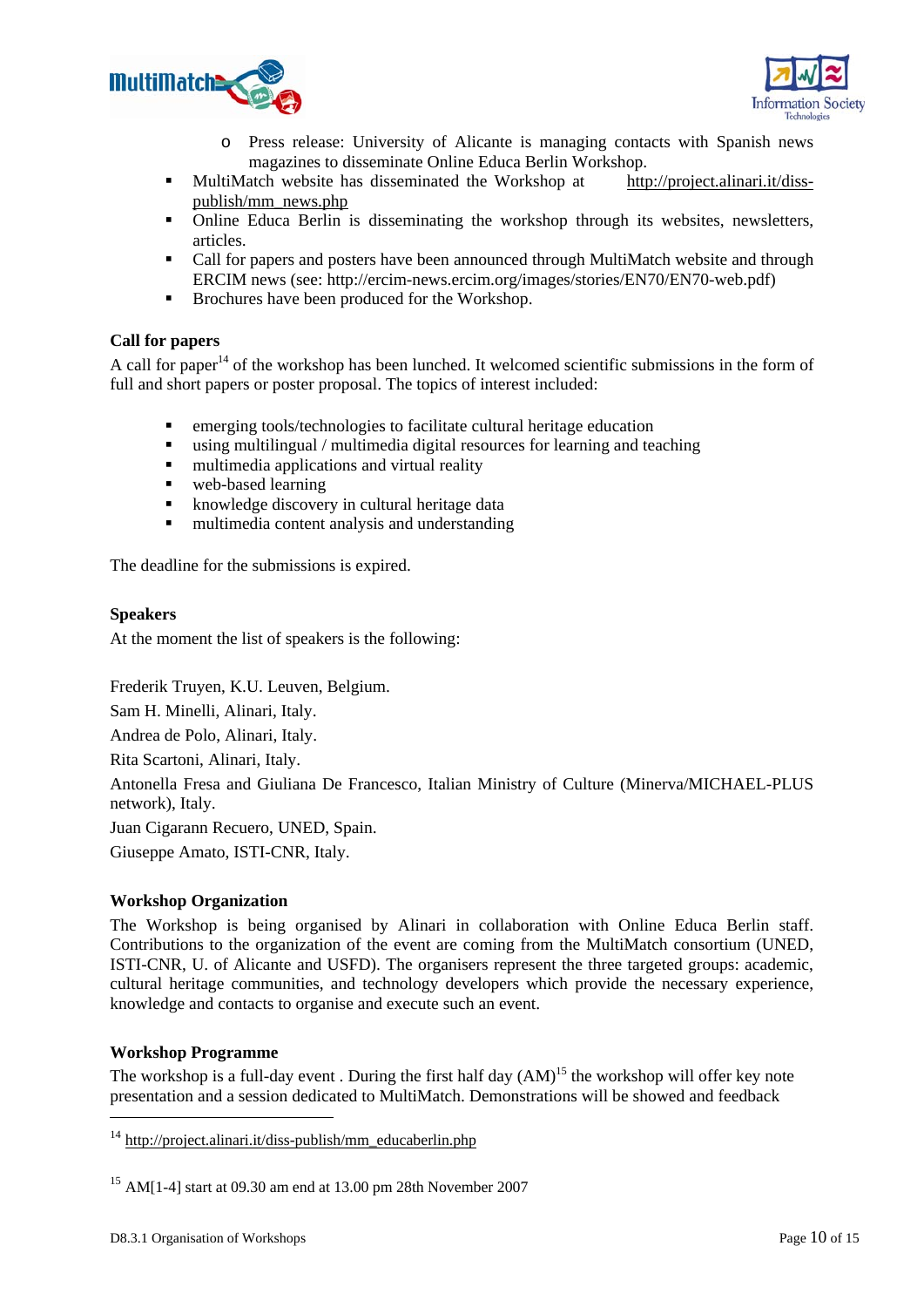- Press release: University of Alicante is managing contacts with Spanish news magazines to disseminate Online Educa Berlin Workshop.
- MultiMatch website has disseminated the Workshop at http://project.alinari.it/diss-publish/mm_news.php
- Online Educa Berlin is disseminating the workshop through its websites, newsletters, articles.
- Call for papers and posters have been announced through MultiMatch website and through ERCIM news (see: http://ercim-news.ercim.org/images/stories/EN70/EN70-web.pdf)
- Brochures have been produced for the Workshop.

**Call for papers**

A call for paper[14] of the workshop has been lunched. It welcomed scientific submissions in the form of full and short papers or poster proposal. The topics of interest included:

- emerging tools/technologies to facilitate cultural heritage education
- using multilingual / multimedia digital resources for learning and teaching
- multimedia applications and virtual reality
- web-based learning
- knowledge discovery in cultural heritage data
- multimedia content analysis and understanding

The deadline for the submissions is expired.

**Speakers**

At the moment the list of speakers is the following:

Frederik Truyen, K.U. Leuven, Belgium.

Sam H. Minelli, Alinari, Italy.

Andrea de Polo, Alinari, Italy.

Rita Scartoni, Alinari, Italy.

Antonella Fresa and Giuliana De Francesco, Italian Ministry of Culture (Minerva/MICHAEL-PLUS network), Italy.

Juan Cigarann Recuero, UNED, Spain.

Giuseppe Amato, ISTI-CNR, Italy.

**Workshop Organization**

The Workshop is being organised by Alinari in collaboration with Online Educa Berlin staff. Contributions to the organization of the event are coming from the MultiMatch consortium (UNED, ISTI-CNR, U. of Alicante and USFD). The organisers represent the three targeted groups: academic, cultural heritage communities, and technology developers which provide the necessary experience, knowledge and contacts to organise and execute such an event.

**Workshop Programme**

The workshop is a full-day event . During the first half day (AM)[15] the workshop will offer key note presentation and a session dedicated to MultiMatch. Demonstrations will be showed and feedback

---

[14] http://project.alinari.it/diss-publish/mm_educaberlin.php

[15] AM[1-4] start at 09.30 am end at 13.00 pm 28th November 2007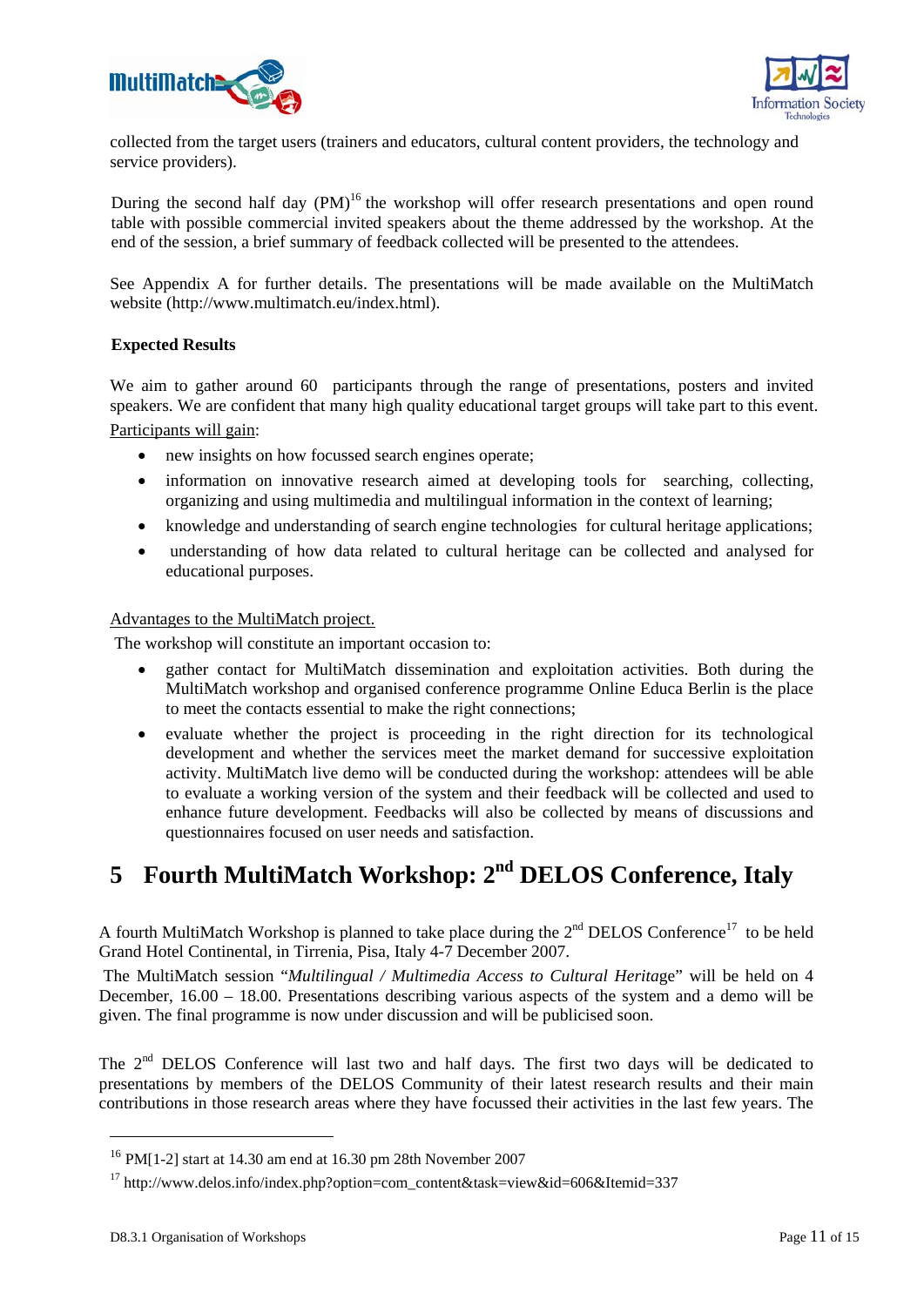collected from the target users (trainers and educators, cultural content providers, the technology and service providers).

During the second half day (PM)[16] the workshop will offer research presentations and open round table with possible commercial invited speakers about the theme addressed by the workshop. At the end of the session, a brief summary of feedback collected will be presented to the attendees.

See Appendix A for further details. The presentations will be made available on the MultiMatch website (http://www.multimatch.eu/index.html).

**Expected Results**

We aim to gather around 60 participants through the range of presentations, posters and invited speakers. We are confident that many high quality educational target groups will take part to this event.

Participants will gain:

- new insights on how focussed search engines operate;
- information on innovative research aimed at developing tools for searching, collecting, organizing and using multimedia and multilingual information in the context of learning;
- knowledge and understanding of search engine technologies for cultural heritage applications;
- understanding of how data related to cultural heritage can be collected and analysed for educational purposes.

Advantages to the MultiMatch project.

The workshop will constitute an important occasion to:

- gather contact for MultiMatch dissemination and exploitation activities. Both during the MultiMatch workshop and organised conference programme Online Educa Berlin is the place to meet the contacts essential to make the right connections;
- evaluate whether the project is proceeding in the right direction for its technological development and whether the services meet the market demand for successive exploitation activity. MultiMatch live demo will be conducted during the workshop: attendees will be able to evaluate a working version of the system and their feedback will be collected and used to enhance future development. Feedbacks will also be collected by means of discussions and questionnaires focused on user needs and satisfaction.

# 5 Fourth MultiMatch Workshop: 2nd DELOS Conference, Italy

A fourth MultiMatch Workshop is planned to take place during the 2nd DELOS Conference[17] to be held Grand Hotel Continental, in Tirrenia, Pisa, Italy 4-7 December 2007.

The MultiMatch session "*Multilingual / Multimedia Access to Cultural Herita*ge" will be held on 4 December, 16.00 – 18.00. Presentations describing various aspects of the system and a demo will be given. The final programme is now under discussion and will be publicised soon.

The 2nd DELOS Conference will last two and half days. The first two days will be dedicated to presentations by members of the DELOS Community of their latest research results and their main contributions in those research areas where they have focussed their activities in the last few years. The

---

[16] PM[1-2] start at 14.30 am end at 16.30 pm 28th November 2007

[17] http://www.delos.info/index.php?option=com_content&task=view&id=606&Itemid=337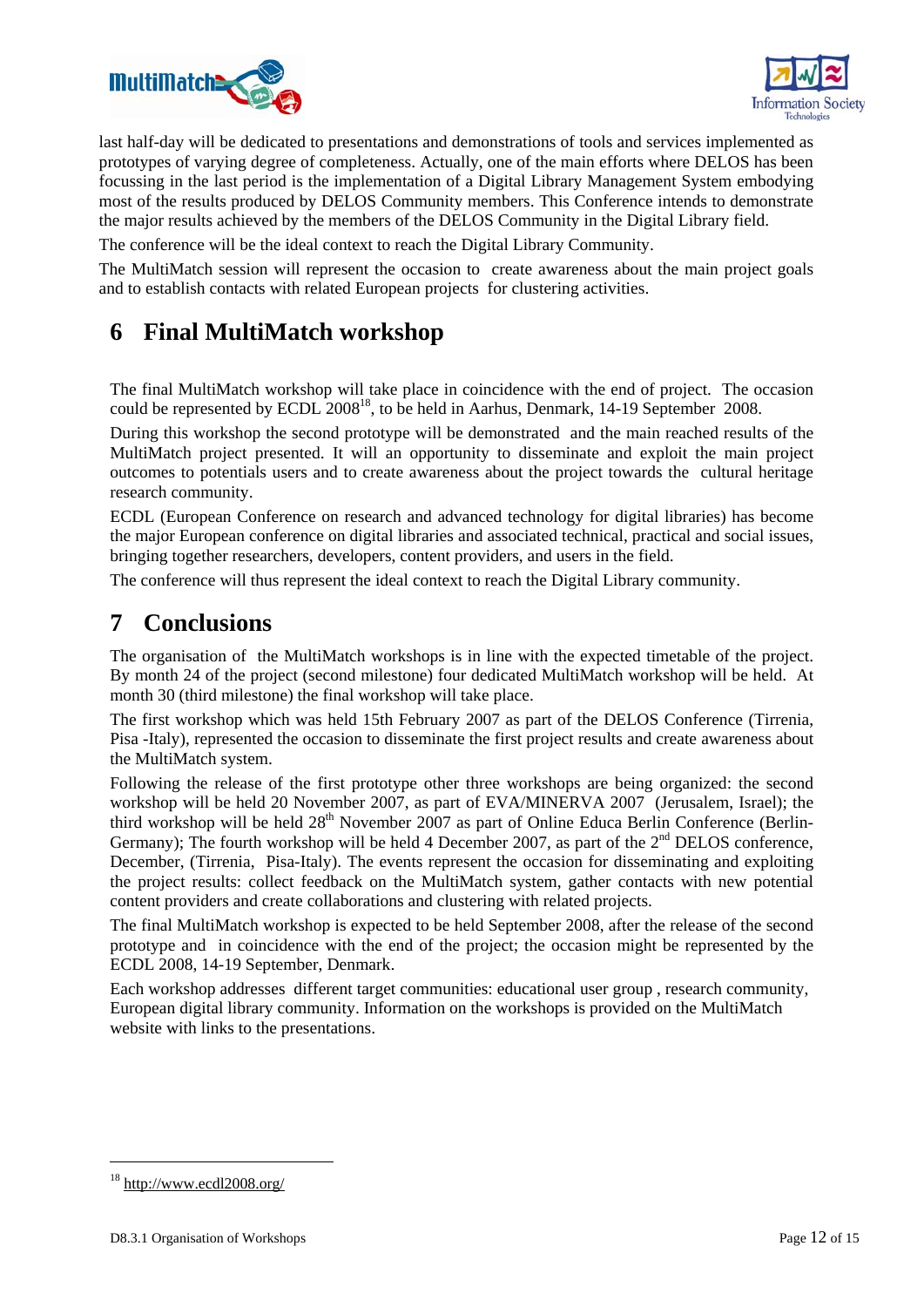last half-day will be dedicated to presentations and demonstrations of tools and services implemented as prototypes of varying degree of completeness. Actually, one of the main efforts where DELOS has been focussing in the last period is the implementation of a Digital Library Management System embodying most of the results produced by DELOS Community members. This Conference intends to demonstrate the major results achieved by the members of the DELOS Community in the Digital Library field.

The conference will be the ideal context to reach the Digital Library Community.

The MultiMatch session will represent the occasion to create awareness about the main project goals and to establish contacts with related European projects for clustering activities.

# 6 Final MultiMatch workshop

The final MultiMatch workshop will take place in coincidence with the end of project. The occasion could be represented by ECDL 2008[18], to be held in Aarhus, Denmark, 14-19 September 2008.

During this workshop the second prototype will be demonstrated and the main reached results of the MultiMatch project presented. It will an opportunity to disseminate and exploit the main project outcomes to potentials users and to create awareness about the project towards the cultural heritage research community.

ECDL (European Conference on research and advanced technology for digital libraries) has become the major European conference on digital libraries and associated technical, practical and social issues, bringing together researchers, developers, content providers, and users in the field.

The conference will thus represent the ideal context to reach the Digital Library community.

# 7 Conclusions

The organisation of the MultiMatch workshops is in line with the expected timetable of the project. By month 24 of the project (second milestone) four dedicated MultiMatch workshop will be held. At month 30 (third milestone) the final workshop will take place.

The first workshop which was held 15th February 2007 as part of the DELOS Conference (Tirrenia, Pisa -Italy), represented the occasion to disseminate the first project results and create awareness about the MultiMatch system.

Following the release of the first prototype other three workshops are being organized: the second workshop will be held 20 November 2007, as part of EVA/MINERVA 2007 (Jerusalem, Israel); the third workshop will be held 28th November 2007 as part of Online Educa Berlin Conference (Berlin-Germany); The fourth workshop will be held 4 December 2007, as part of the 2nd DELOS conference, December, (Tirrenia, Pisa-Italy). The events represent the occasion for disseminating and exploiting the project results: collect feedback on the MultiMatch system, gather contacts with new potential content providers and create collaborations and clustering with related projects.

The final MultiMatch workshop is expected to be held September 2008, after the release of the second prototype and in coincidence with the end of the project; the occasion might be represented by the ECDL 2008, 14-19 September, Denmark.

Each workshop addresses different target communities: educational user group , research community, European digital library community. Information on the workshops is provided on the MultiMatch website with links to the presentations.

---

[18] http://www.ecdl2008.org/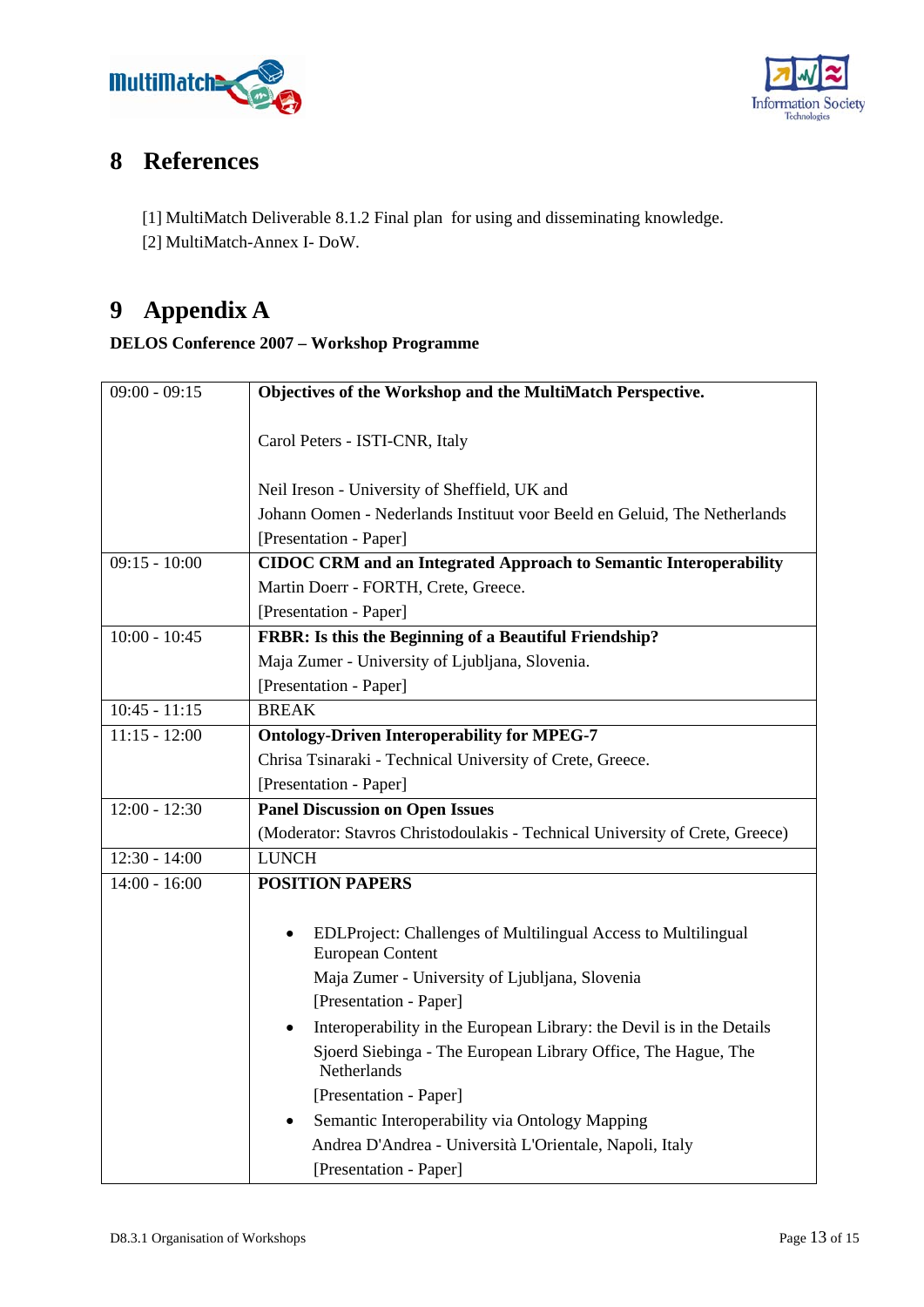# 8 References

[1] MultiMatch Deliverable 8.1.2 Final plan for using and disseminating knowledge.
[2] MultiMatch-Annex I- DoW.

# 9 Appendix A

**DELOS Conference 2007 – Workshop Programme**

| | |
|---|---|
| 09:00 - 09:15 | **Objectives of the Workshop and the MultiMatch Perspective.**<br><br>Carol Peters - ISTI-CNR, Italy<br><br>Neil Ireson - University of Sheffield, UK and<br>Johann Oomen - Nederlands Instituut voor Beeld en Geluid, The Netherlands<br>[Presentation - Paper] |
| 09:15 - 10:00 | **CIDOC CRM and an Integrated Approach to Semantic Interoperability**<br>Martin Doerr - FORTH, Crete, Greece.<br>[Presentation - Paper] |
| 10:00 - 10:45 | **FRBR: Is this the Beginning of a Beautiful Friendship?**<br>Maja Zumer - University of Ljubljana, Slovenia.<br>[Presentation - Paper] |
| 10:45 - 11:15 | BREAK |
| 11:15 - 12:00 | **Ontology-Driven Interoperability for MPEG-7**<br>Chrisa Tsinaraki - Technical University of Crete, Greece.<br>[Presentation - Paper] |
| 12:00 - 12:30 | **Panel Discussion on Open Issues**<br>(Moderator: Stavros Christodoulakis - Technical University of Crete, Greece) |
| 12:30 - 14:00 | LUNCH |
| 14:00 - 16:00 | **POSITION PAPERS**<br><br>• EDLProject: Challenges of Multilingual Access to Multilingual European Content<br>Maja Zumer - University of Ljubljana, Slovenia<br>[Presentation - Paper]<br>• Interoperability in the European Library: the Devil is in the Details<br>Sjoerd Siebinga - The European Library Office, The Hague, The Netherlands<br>[Presentation - Paper]<br>• Semantic Interoperability via Ontology Mapping<br>Andrea D'Andrea - Università L'Orientale, Napoli, Italy<br>[Presentation - Paper] |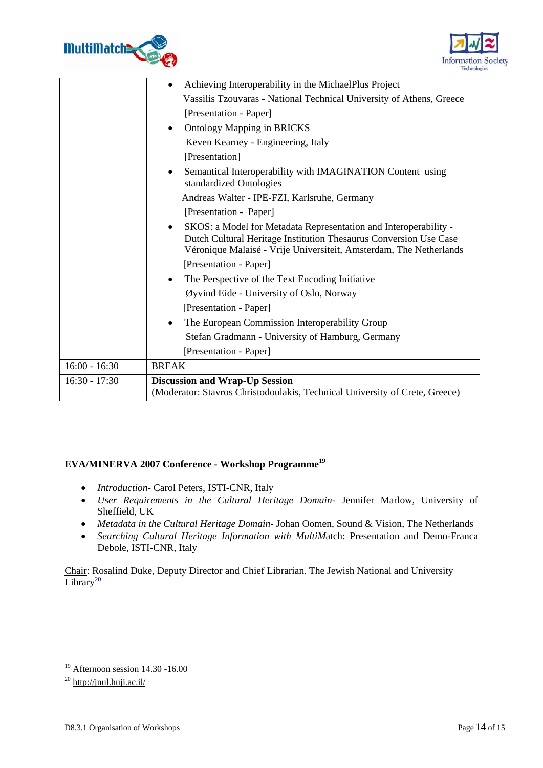| | |
|---|---|
| | • Achieving Interoperability in the MichaelPlus Project<br>Vassilis Tzouvaras - National Technical University of Athens, Greece<br>[Presentation - Paper]<br>• Ontology Mapping in BRICKS<br>Keven Kearney - Engineering, Italy<br>[Presentation]<br>• Semantical Interoperability with IMAGINATION Content using standardized Ontologies<br>Andreas Walter - IPE-FZI, Karlsruhe, Germany<br>[Presentation - Paper]<br>• SKOS: a Model for Metadata Representation and Interoperability - Dutch Cultural Heritage Institution Thesaurus Conversion Use Case<br>Véronique Malaisé - Vrije Universiteit, Amsterdam, The Netherlands<br>[Presentation - Paper]<br>• The Perspective of the Text Encoding Initiative<br>Øyvind Eide - University of Oslo, Norway<br>[Presentation - Paper]<br>• The European Commission Interoperability Group<br>Stefan Gradmann - University of Hamburg, Germany<br>[Presentation - Paper] |
| 16:00 - 16:30 | BREAK |
| 16:30 - 17:30 | **Discussion and Wrap-Up Session**<br>(Moderator: Stavros Christodoulakis, Technical University of Crete, Greece) |

**EVA/MINERVA 2007 Conference - Workshop Programme**[19]

- *Introduction*- Carol Peters, ISTI-CNR, Italy
- *User Requirements in the Cultural Heritage Domain*- Jennifer Marlow, University of Sheffield, UK
- *Metadata in the Cultural Heritage Domain*- Johan Oomen, Sound & Vision, The Netherlands
- *Searching Cultural Heritage Information with MultiM*atch: Presentation and Demo-Franca Debole, ISTI-CNR, Italy

Chair: Rosalind Duke, Deputy Director and Chief Librarian, The Jewish National and University Library[20]

---

[19] Afternoon session 14.30 -16.00

[20] http://jnul.huji.ac.il/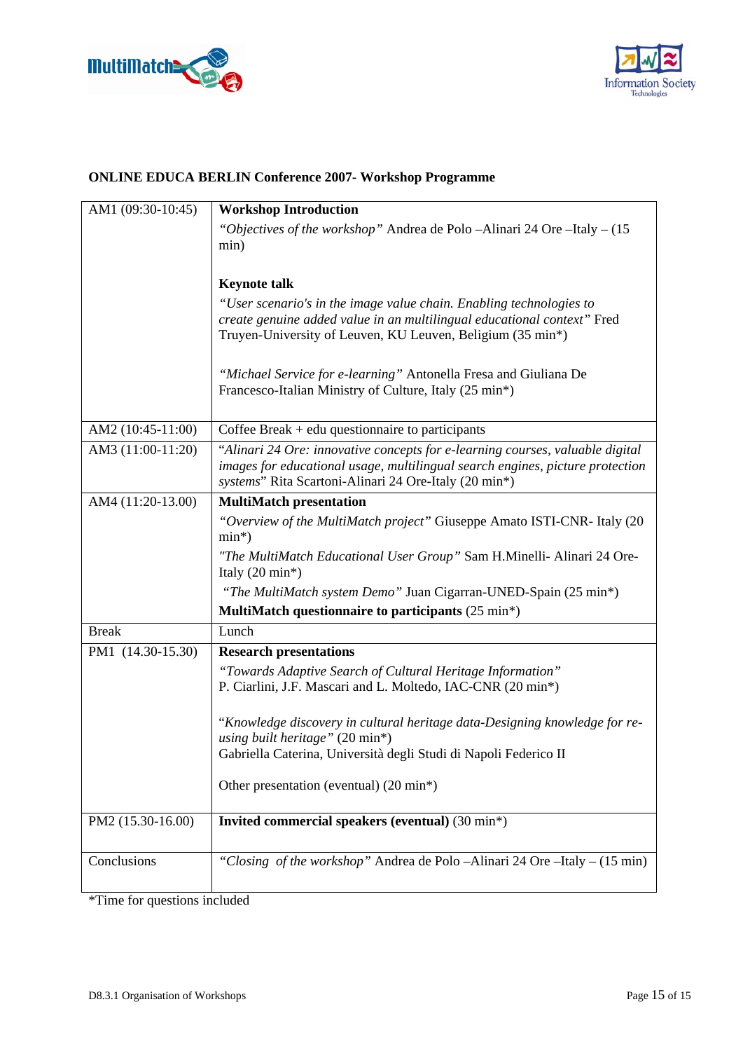**ONLINE EDUCA BERLIN Conference 2007- Workshop Programme**

| | |
|---|---|
| AM1 (09:30-10:45) | **Workshop Introduction**<br>*"Objectives of the workshop"* Andrea de Polo –Alinari 24 Ore –Italy – (15 min)<br><br>**Keynote talk**<br>*"User scenario's in the image value chain. Enabling technologies to create genuine added value in an multilingual educational context"* Fred Truyen-University of Leuven, KU Leuven, Beligium (35 min*)<br><br>*"Michael Service for e-learning"* Antonella Fresa and Giuliana De Francesco-Italian Ministry of Culture, Italy (25 min*) |
| AM2 (10:45-11:00) | Coffee Break + edu questionnaire to participants |
| AM3 (11:00-11:20) | "*Alinari 24 Ore: innovative concepts for e-learning courses, valuable digital images for educational usage, multilingual search engines, picture protection systems*" Rita Scartoni-Alinari 24 Ore-Italy (20 min*) |
| AM4 (11:20-13.00) | **MultiMatch presentation**<br>*"Overview of the MultiMatch project"* Giuseppe Amato ISTI-CNR- Italy (20 min*)<br>*"The MultiMatch Educational User Group"* Sam H.Minelli- Alinari 24 Ore-Italy (20 min*)<br>*"The MultiMatch system Demo"* Juan Cigarran-UNED-Spain (25 min*)<br>**MultiMatch questionnaire to participants** (25 min*) |
| Break | Lunch |
| PM1 (14.30-15.30) | **Research presentations**<br>*"Towards Adaptive Search of Cultural Heritage Information"* P. Ciarlini, J.F. Mascari and L. Moltedo, IAC-CNR (20 min*)<br><br>"*Knowledge discovery in cultural heritage data-Designing knowledge for re-using built heritage"* (20 min*)<br>Gabriella Caterina, Università degli Studi di Napoli Federico II<br><br>Other presentation (eventual) (20 min*) |
| PM2 (15.30-16.00) | **Invited commercial speakers (eventual)** (30 min*) |
| Conclusions | *"Closing of the workshop"* Andrea de Polo –Alinari 24 Ore –Italy – (15 min) |

*Time for questions included